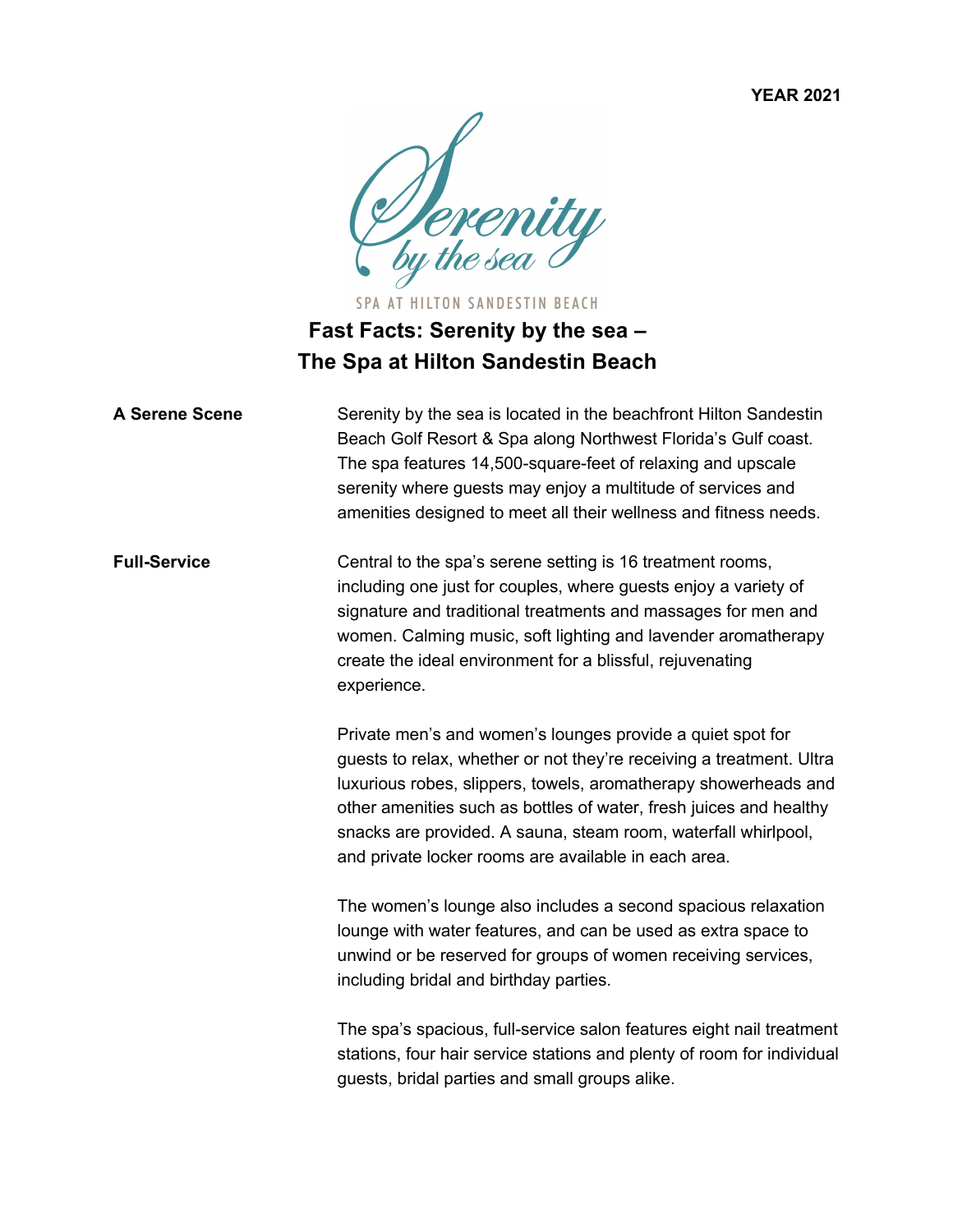**YEAR 2021**

SPA AT HILTON SANDESTIN BEACH

# Fast Facts: Serenity by the sea – The Spa at Hilton Sandestin Beach

**A Serene Scene**

Serenity by the sea is located in the beachfront Hilton Sandestin Beach Golf Resort & Spa along Northwest Florida's Gulf coast. The spa features 14,500-square-feet of relaxing and upscale serenity where guests may enjoy a multitude of services and amenities designed to meet all their wellness and fitness needs.

**Full-Service**

Central to the spa's serene setting is 16 treatment rooms, including one just for couples, where guests enjoy a variety of signature and traditional treatments and massages for men and women. Calming music, soft lighting and lavender aromatherapy create the ideal environment for a blissful, rejuvenating experience.

Private men's and women's lounges provide a quiet spot for guests to relax, whether or not they're receiving a treatment. Ultra luxurious robes, slippers, towels, aromatherapy showerheads and other amenities such as bottles of water, fresh juices and healthy snacks are provided. A sauna, steam room, waterfall whirlpool, and private locker rooms are available in each area.

The women's lounge also includes a second spacious relaxation lounge with water features, and can be used as extra space to unwind or be reserved for groups of women receiving services, including bridal and birthday parties.

The spa's spacious, full-service salon features eight nail treatment stations, four hair service stations and plenty of room for individual guests, bridal parties and small groups alike.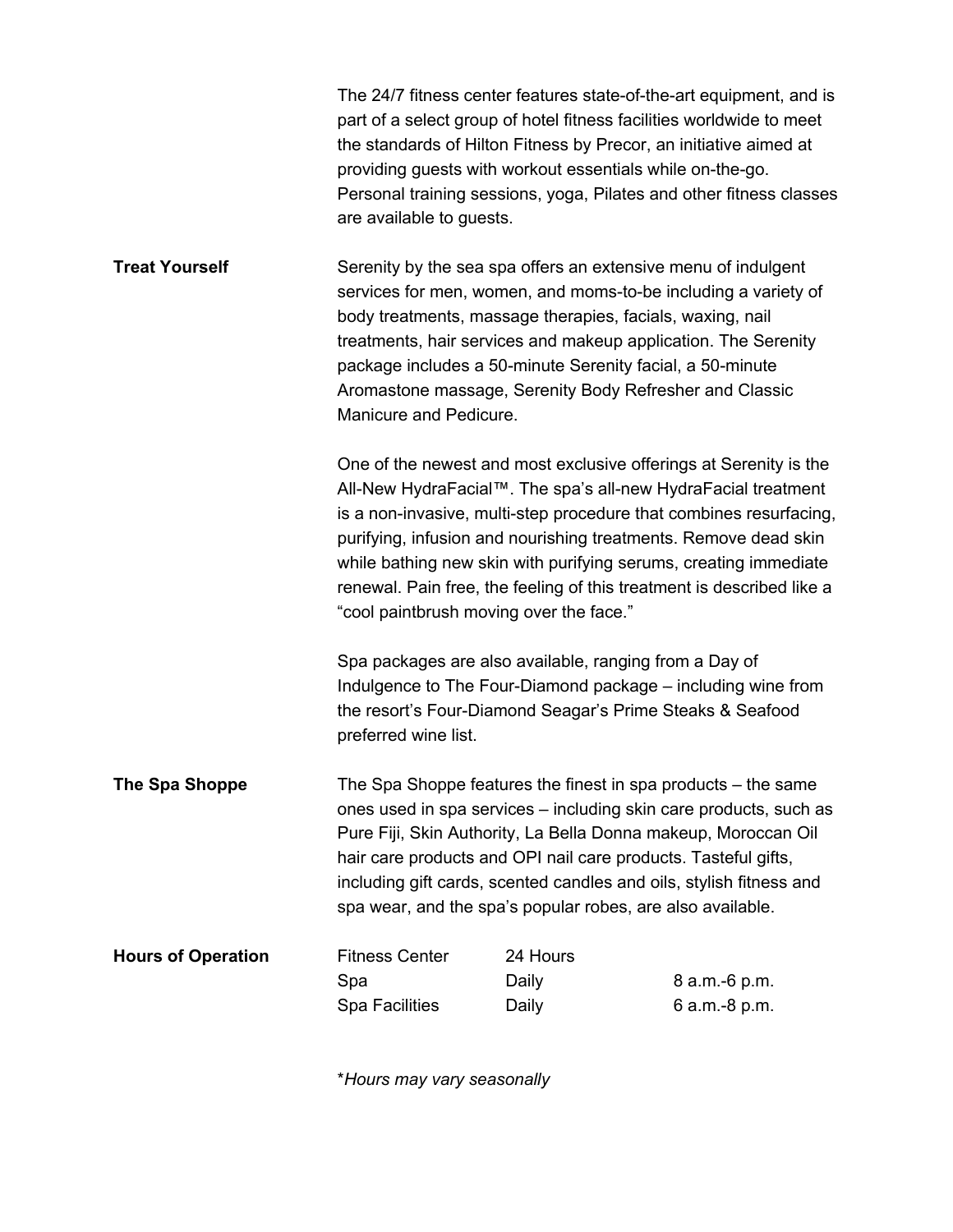The 24/7 fitness center features state-of-the-art equipment, and is part of a select group of hotel fitness facilities worldwide to meet the standards of Hilton Fitness by Precor, an initiative aimed at providing guests with workout essentials while on-the-go. Personal training sessions, yoga, Pilates and other fitness classes are available to guests.

**Treat Yourself**

Serenity by the sea spa offers an extensive menu of indulgent services for men, women, and moms-to-be including a variety of body treatments, massage therapies, facials, waxing, nail treatments, hair services and makeup application. The Serenity package includes a 50-minute Serenity facial, a 50-minute Aromastone massage, Serenity Body Refresher and Classic Manicure and Pedicure.

One of the newest and most exclusive offerings at Serenity is the All-New HydraFacial™. The spa's all-new HydraFacial treatment is a non-invasive, multi-step procedure that combines resurfacing, purifying, infusion and nourishing treatments. Remove dead skin while bathing new skin with purifying serums, creating immediate renewal. Pain free, the feeling of this treatment is described like a "cool paintbrush moving over the face."

Spa packages are also available, ranging from a Day of Indulgence to The Four-Diamond package – including wine from the resort's Four-Diamond Seagar's Prime Steaks & Seafood preferred wine list.

**The Spa Shoppe**

The Spa Shoppe features the finest in spa products – the same ones used in spa services – including skin care products, such as Pure Fiji, Skin Authority, La Bella Donna makeup, Moroccan Oil hair care products and OPI nail care products. Tasteful gifts, including gift cards, scented candles and oils, stylish fitness and spa wear, and the spa's popular robes, are also available.

**Hours of Operation**

| | | |
|---|---|---|
| Fitness Center | 24 Hours | |
| Spa | Daily | 8 a.m.-6 p.m. |
| Spa Facilities | Daily | 6 a.m.-8 p.m. |

**Hours may vary seasonally*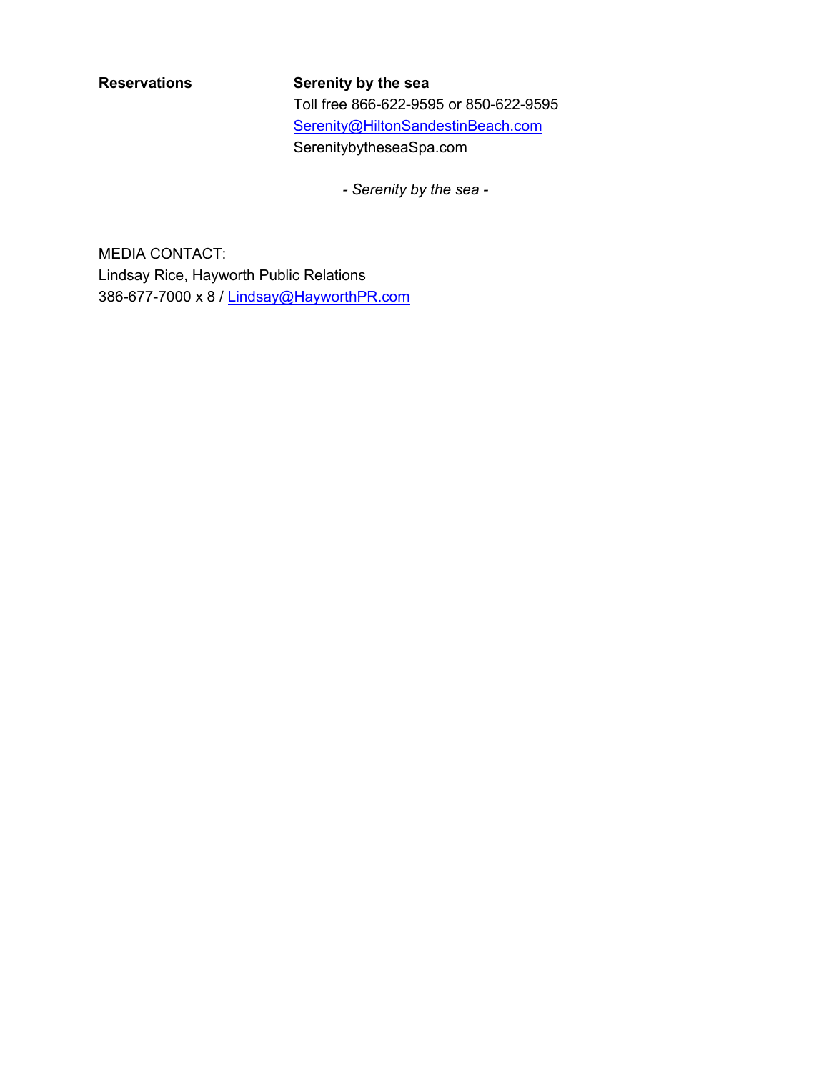| | |
|---|---|
| **Reservations** | **Serenity by the sea**<br>Toll free 866-622-9595 or 850-622-9595<br>Serenity@HiltonSandestinBeach.com<br>SerenitybytheseaSpa.com |

*- Serenity by the sea -*

MEDIA CONTACT:
Lindsay Rice, Hayworth Public Relations
386-677-7000 x 8 / Lindsay@HayworthPR.com